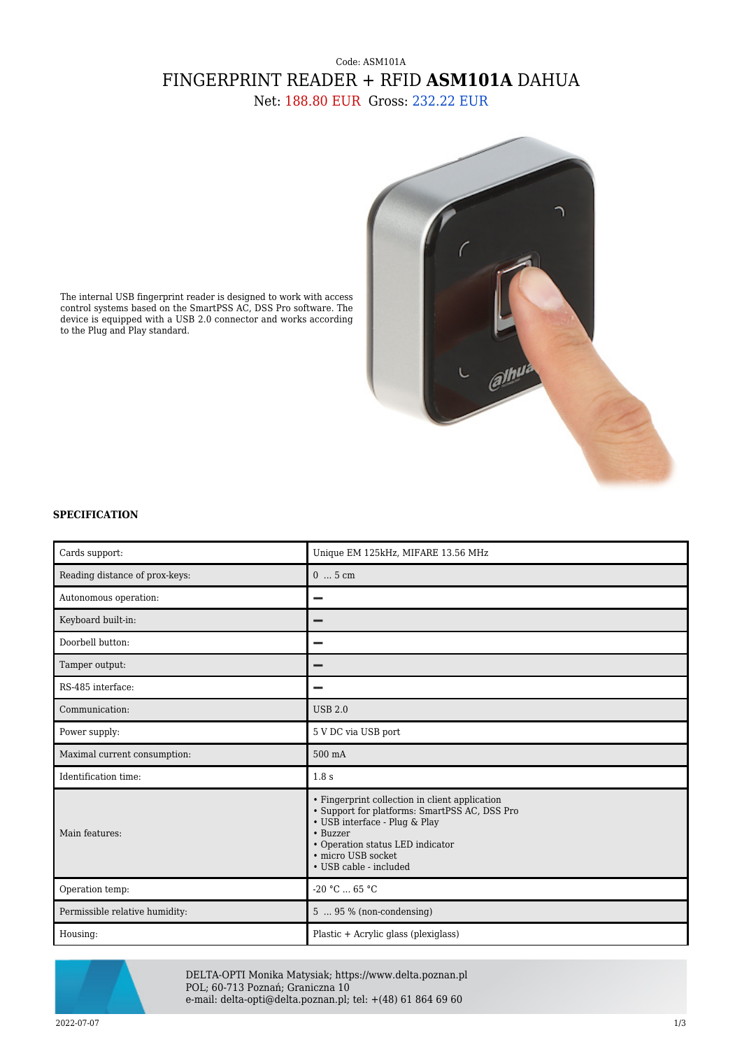Code: ASM101A

# FINGERPRINT READER + RFID **ASM101A** DAHUA

Net: 188.80 EUR Gross: 232.22 EUR

The internal USB fingerprint reader is designed to work with access control systems based on the SmartPSS AC, DSS Pro software. The device is equipped with a USB 2.0 connector and works according to the Plug and Play standard.

### SPECIFICATION

| | |
|---|---|
| Cards support: | Unique EM 125kHz, MIFARE 13.56 MHz |
| Reading distance of prox-keys: | 0 ... 5 cm |
| Autonomous operation: | – |
| Keyboard built-in: | – |
| Doorbell button: | – |
| Tamper output: | – |
| RS-485 interface: | – |
| Communication: | USB 2.0 |
| Power supply: | 5 V DC via USB port |
| Maximal current consumption: | 500 mA |
| Identification time: | 1.8 s |
| Main features: | • Fingerprint collection in client application<br>• Support for platforms: SmartPSS AC, DSS Pro<br>• USB interface - Plug & Play<br>• Buzzer<br>• Operation status LED indicator<br>• micro USB socket<br>• USB cable - included |
| Operation temp: | -20 °C ... 65 °C |
| Permissible relative humidity: | 5 ... 95 % (non-condensing) |
| Housing: | Plastic + Acrylic glass (plexiglass) |

DELTA-OPTI Monika Matysiak; https://www.delta.poznan.pl
POL; 60-713 Poznań; Graniczna 10
e-mail: delta-opti@delta.poznan.pl; tel: +(48) 61 864 69 60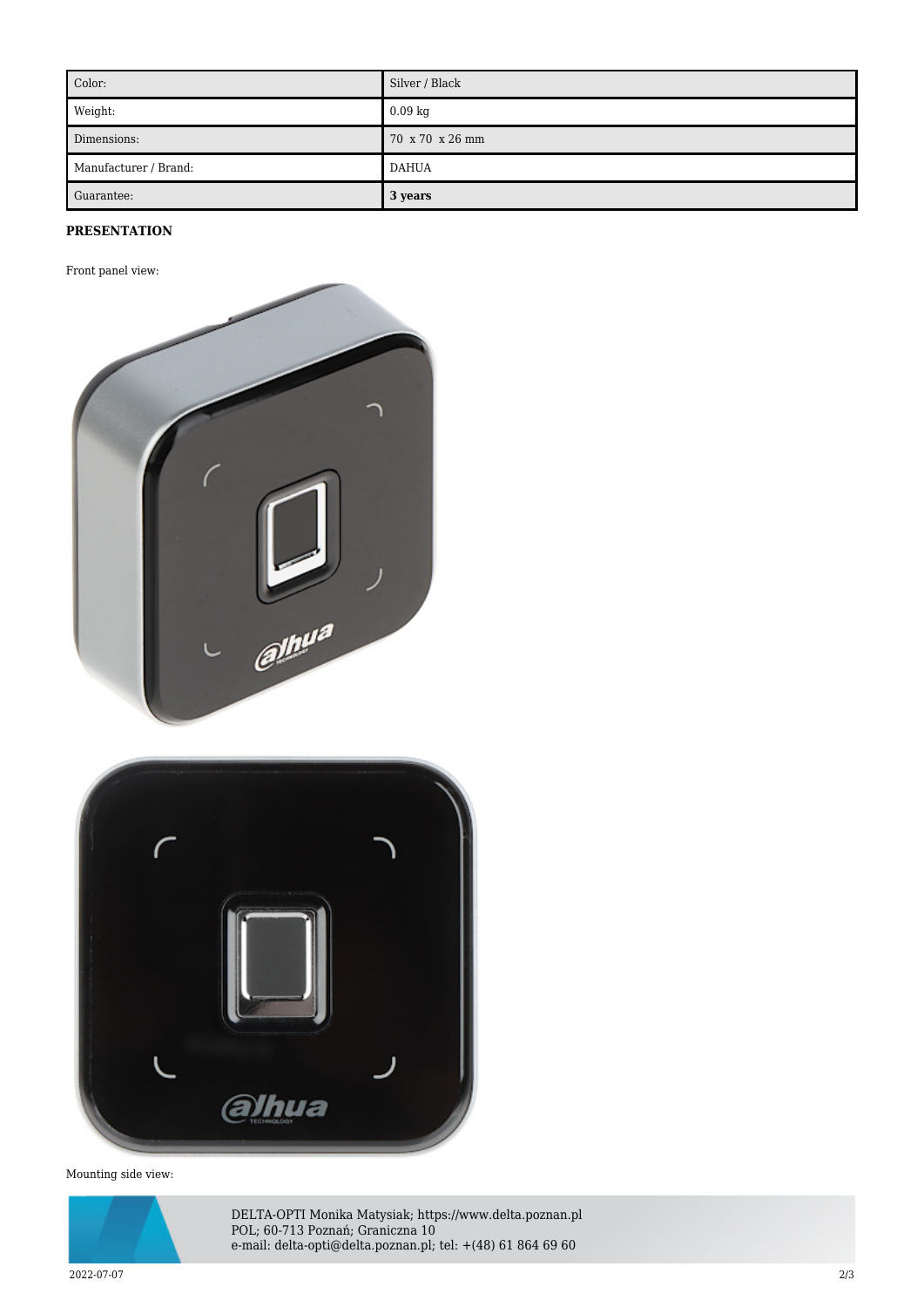| Color: | Silver / Black |
| --- | --- |
| Weight: | 0.09 kg |
| Dimensions: | 70 x 70 x 26 mm |
| Manufacturer / Brand: | DAHUA |
| Guarantee: | **3 years** |

**PRESENTATION**

Front panel view:

Mounting side view: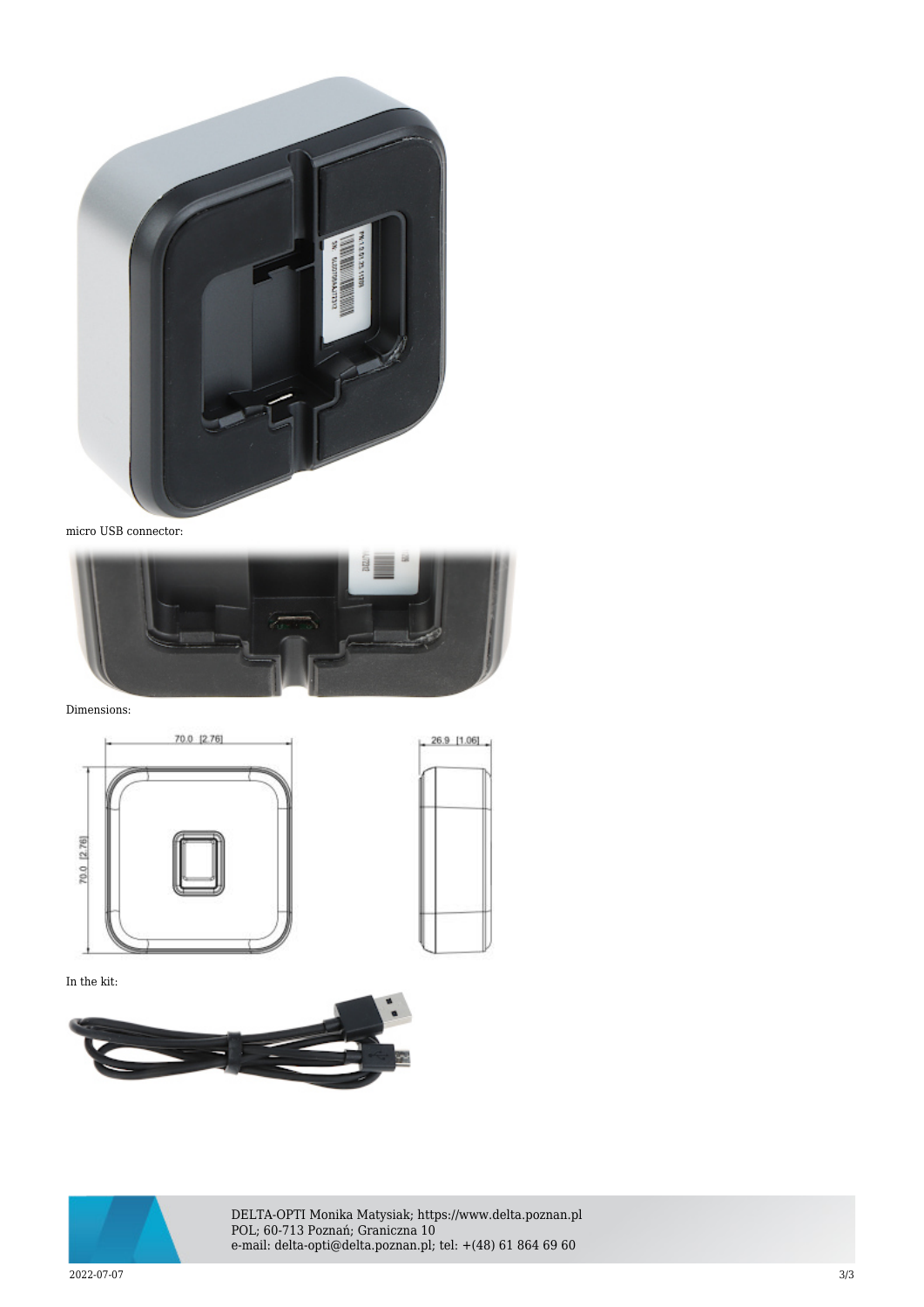micro USB connector:

Dimensions:

70.0 [2.76]

70.0 [2.76]

26.9 [1.06]

In the kit:

DELTA-OPTI Monika Matysiak; https://www.delta.poznan.pl
POL; 60-713 Poznań; Graniczna 10
e-mail: delta-opti@delta.poznan.pl; tel: +(48) 61 864 69 60

2022-07-07